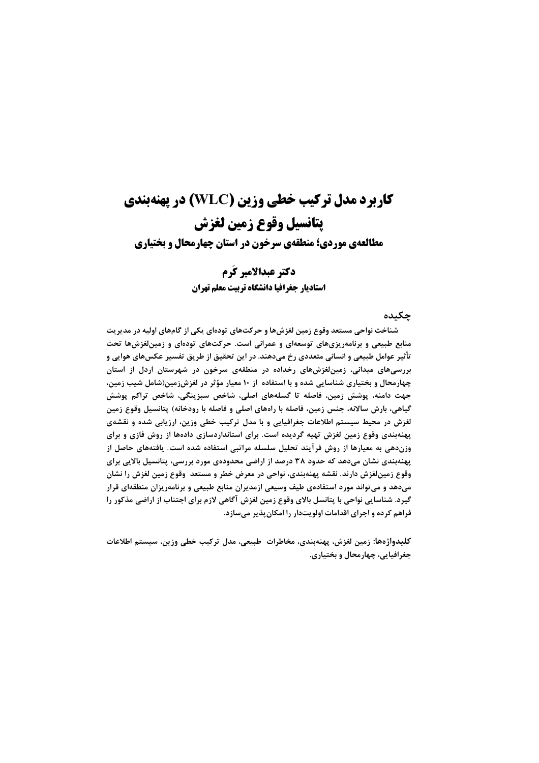# کاربرد مدل ترکیب خطی وزین (WLC) در پهنه‌بندی پتانسیل وقوع زمین لغزش

## مطالعه‌ی موردی؛ منطقه‌ی سرخون در استان چهارمحال و بختیاری

**دکتر عبدالامیر کَرم**

**استادیار جغرافیا دانشگاه تربیت معلم تهران**

### چکیده

شناخت نواحی مستعد وقوع زمین لغزش‌ها و حرکت‌های توده‌ای یکی از گام‌های اولیه در مدیریت منابع طبیعی و برنامه‌ریزی‌های توسعه‌ای و عمرانی است. حرکت‌های توده‌ای و زمین‌لغزش‌ها تحت تأثیر عوامل طبیعی و انسانی متعددی رخ می‌دهند. در این تحقیق از طریق تفسیر عکس‌های هوایی و بررسی‌های میدانی، زمین‌لغزش‌های رخداده در منطقه‌ی سرخون در شهرستان اردل از استان چهارمحال و بختیاری شناسایی شده و با استفاده از ۱۰ معیار مؤثر در لغزش‌زمین(شامل شیب زمین، جهت دامنه، پوشش زمین، فاصله تا گسله‌های اصلی، شاخص سبزینگی، شاخص تراکم پوشش گیاهی، بارش سالانه، جنس زمین، فاصله با راه‌های اصلی و فاصله با رودخانه) پتانسیل وقوع زمین لغزش در محیط سیستم اطلاعات جغرافیایی و با مدل ترکیب خطی وزین، ارزیابی شده و نقشه‌ی پهنه‌بندی وقوع زمین لغزش تهیه گردیده است. برای استانداردسازی داده‌ها از روش فازی و برای وزن‌دهی به معیارها از روش فرآیند تحلیل سلسله مراتبی استفاده شده است. یافته‌های حاصل از پهنه‌بندی نشان می‌دهد که حدود ۳۸ درصد از اراضی محدوده‌ی مورد بررسی، پتانسیل بالایی برای وقوع زمین‌لغزش دارند. نقشه پهنه‌بندی، نواحی در معرض خطر و مستعد وقوع زمین لغزش را نشان می‌دهد و می‌تواند مورد استفاده‌ی طیف وسیعی ازمدیران منابع طبیعی و برنامه‌ریزان منطقه‌ای قرار گیرد. شناسایی نواحی با پتانسل بالای وقوع زمین لغزش آگاهی لازم برای اجتناب از اراضی مذکور را فراهم کرده و اجرای اقدامات اولویت‌دار را امکان‌پذیر می‌سازد.

**کلیدواژه‌ها:** زمین لغزش، پهنه‌بندی، مخاطرات طبیعی، مدل ترکیب خطی وزین، سیستم اطلاعات جغرافیایی، چهارمحال و بختیاری.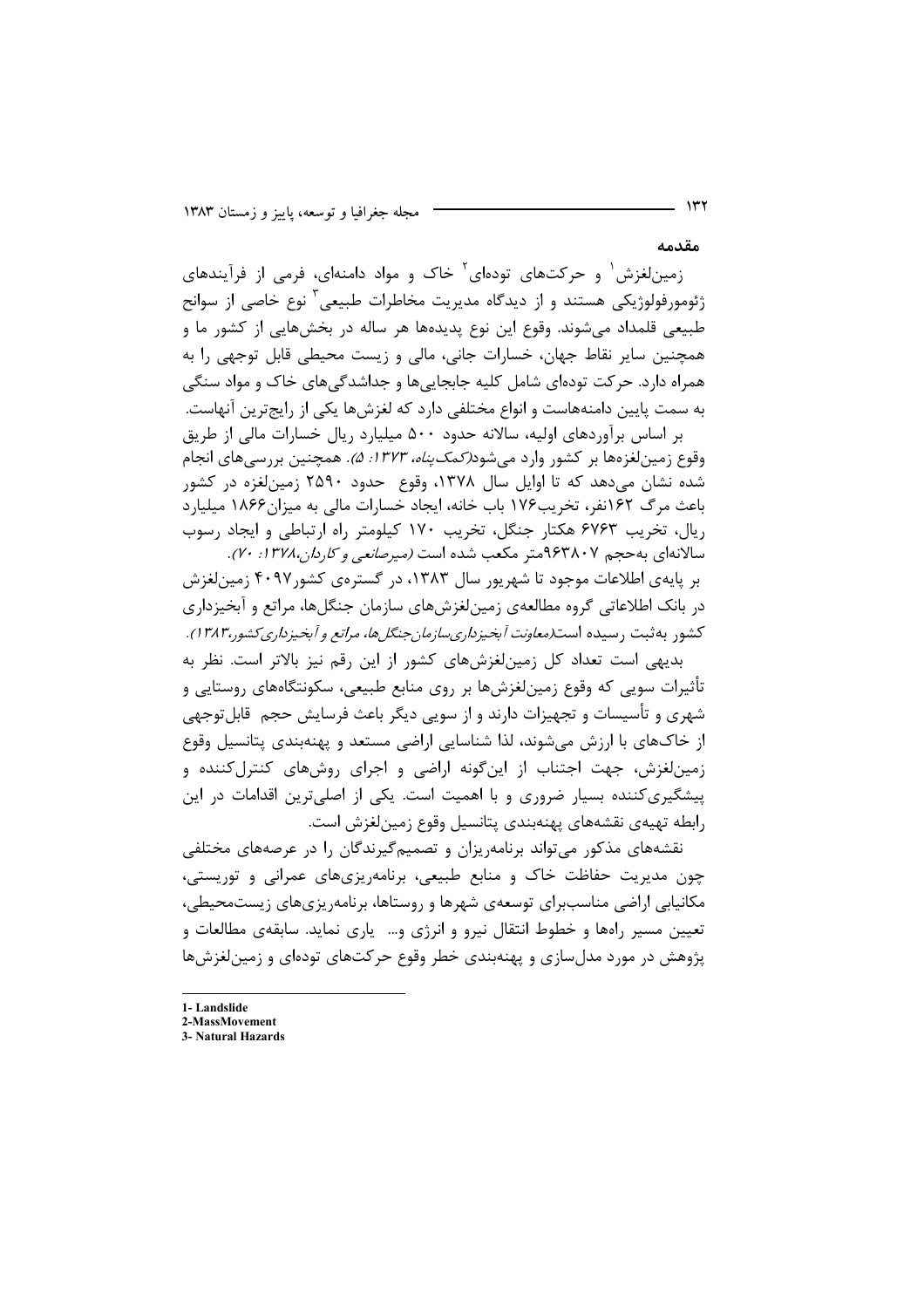## مقدمه

زمین‌لغزش[1] و حرکت‌های توده‌ای[2] خاک و مواد دامنه‌ای، فرمی از فرآیندهای ژئومورفولوژیکی هستند و از دیدگاه مدیریت مخاطرات طبیعی[3] نوع خاصی از سوانح طبیعی قلمداد می‌شوند. وقوع این نوع پدیده‌ها هر ساله در بخش‌هایی از کشور ما و همچنین سایر نقاط جهان، خسارات جانی، مالی و زیست محیطی قابل توجهی را به همراه دارد. حرکت توده‌ای شامل کلیه جابجایی‌ها و جداشدگی‌های خاک و مواد سنگی به سمت پایین دامنه‌هاست و انواع مختلفی دارد که لغزش‌ها یکی از رایج‌ترین آنهاست.

بر اساس برآوردهای اولیه، سالانه حدود ۵۰۰ میلیارد ریال خسارات مالی از طریق وقوع زمین‌لغزه‌ها بر کشور وارد می‌شود(*کمک‌پناه، ۱۳۷۳: ۵*). همچنین بررسی‌های انجام شده نشان می‌دهد که تا اوایل سال ۱۳۷۸، وقوع حدود ۲۵۹۰ زمین‌لغزه در کشور باعث مرگ ۱۶۲نفر، تخریب۱۷۶ باب خانه، ایجاد خسارات مالی به میزان۱۸۶۶ میلیارد ریال، تخریب ۶۷۶۳ هکتار جنگل، تخریب ۱۷۰ کیلومتر راه ارتباطی و ایجاد رسوب سالانه‌ای به‌حجم ۹۶۳۸۰۷متر مکعب شده است (*میرصانعی و کاردان،۱۳۷۸: ۷۰*).

بر پایه‌ی اطلاعات موجود تا شهریور سال ۱۳۸۳، در گستره‌ی کشور۴۰۹۷ زمین‌لغزش در بانک اطلاعاتی گروه مطالعه‌ی زمین‌لغزش‌های سازمان جنگل‌ها، مراتع و آبخیزداری کشور به‌ثبت رسیده است(*معاونت آبخیزداری‌سازمان‌جنگل‌ها، مراتع و آبخیزداری‌کشور،۱۳۸۳*).

بدیهی است تعداد کل زمین‌لغزش‌های کشور از این رقم نیز بالاتر است. نظر به تأثیرات سویی که وقوع زمین‌لغزش‌ها بر روی منابع طبیعی، سکونتگاه‌های روستایی و شهری و تأسیسات و تجهیزات دارند و از سویی دیگر باعث فرسایش حجم قابل‌توجهی از خاک‌های با ارزش می‌شوند، لذا شناسایی اراضی مستعد و پهنه‌بندی پتانسیل وقوع زمین‌لغزش، جهت اجتناب از این‌گونه اراضی و اجرای روش‌های کنترل‌کننده و پیشگیری‌کننده بسیار ضروری و با اهمیت است. یکی از اصلی‌ترین اقدامات در این رابطه تهیه‌ی نقشه‌های پهنه‌بندی پتانسیل وقوع زمین‌لغزش است.

نقشه‌های مذکور می‌تواند برنامه‌ریزان و تصمیم‌گیرندگان را در عرصه‌های مختلفی چون مدیریت حفاظت خاک و منابع طبیعی، برنامه‌ریزی‌های عمرانی و توریستی، مکانیابی اراضی مناسب‌برای توسعه‌ی شهرها و روستاها، برنامه‌ریزی‌های زیست‌محیطی، تعیین مسیر راه‌ها و خطوط انتقال نیرو و انرژی و... یاری نماید. سابقه‌ی مطالعات و پژوهش در مورد مدل‌سازی و پهنه‌بندی خطر وقوع حرکت‌های توده‌ای و زمین‌لغزش‌ها

---

1- Landslide
2-MassMovement
3- Natural Hazards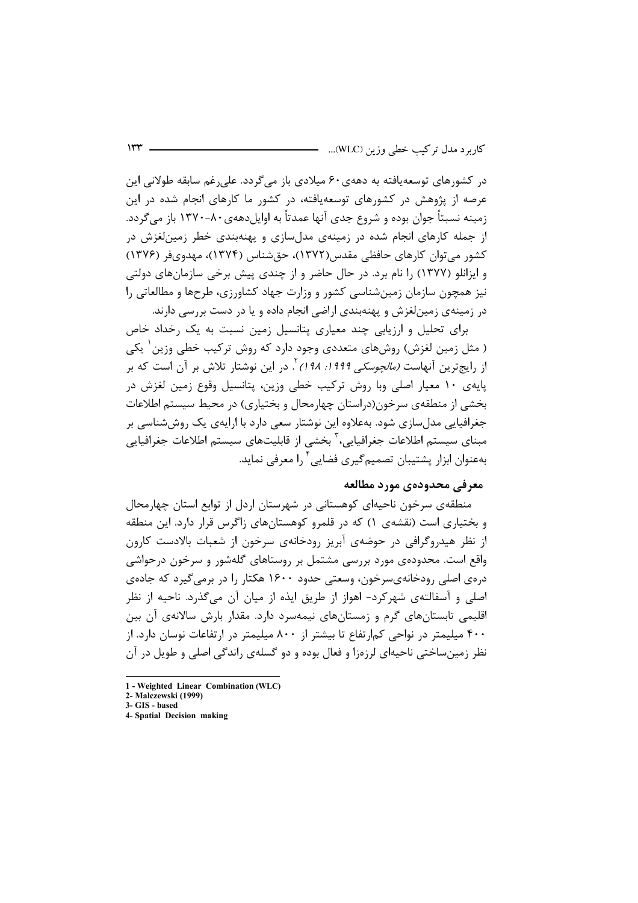در کشورهای توسعه‌یافته به دهه‌ی ۶۰ میلادی باز می‌گردد. علی‌رغم سابقه طولانی این عرصه از پژوهش در کشورهای توسعه‌یافته، در کشور ما کارهای انجام شده در این زمینه نسبتاً جوان بوده و شروع جدی آنها عمدتاً به اوایل‌دهه‌ی ۸۰-۱۳۷۰ باز می‌گردد. از جمله کارهای انجام شده در زمینه‌ی مدل‌سازی و پهنه‌بندی خطر زمین‌لغزش در کشور می‌توان کارهای حافظی مقدس(۱۳۷۲)، حق‌شناس (۱۳۷۴)، مهدوی‌فر (۱۳۷۶) و ایزانلو (۱۳۷۷) را نام برد. در حال حاضر و از چندی پیش برخی سازمان‌های دولتی نیز همچون سازمان زمین‌شناسی کشور و وزارت جهاد کشاورزی، طرح‌ها و مطالعاتی را در زمینه‌ی زمین‌لغزش و پهنه‌بندی اراضی انجام داده و یا در دست بررسی دارند.

برای تحلیل و ارزیابی چند معیاری پتانسیل زمین نسبت به یک رخداد خاص ( مثل زمین لغزش) روش‌های متعددی وجود دارد که روش ترکیب خطی وزین[1] یکی از رایج‌ترین آنهاست *(مالچوسکی ۱۹۹۹: ۱۹۸)*[2]. در این نوشتار تلاش بر آن است که بر پایه‌ی ۱۰ معیار اصلی وبا روش ترکیب خطی وزین، پتانسیل وقوع زمین لغزش در بخشی از منطقه‌ی سرخون(دراستان چهارمحال و بختیاری) در محیط سیستم اطلاعات جغرافیایی مدل‌سازی شود. به‌علاوه این نوشتار سعی دارد با ارایه‌ی یک روش‌شناسی بر مبنای سیستم اطلاعات جغرافیایی،[3] بخشی از قابلیت‌های سیستم اطلاعات جغرافیایی به‌عنوان ابزار پشتیبان تصمیم‌گیری فضایی[4] را معرفی نماید.

## معرفی محدوده‌ی مورد مطالعه

منطقه‌ی سرخون ناحیه‌ای کوهستانی در شهرستان اردل از توابع استان چهارمحال و بختیاری است (نقشه‌ی ۱) که در قلمرو کوهستان‌های زاگرس قرار دارد. این منطقه از نظر هیدروگرافی در حوضه‌ی آبریز رودخانه‌ی سرخون از شعبات بالادست کارون واقع است. محدوده‌ی مورد بررسی مشتمل بر روستاهای گله‌شور و سرخون درحواشی دره‌ی اصلی رودخانه‌ی‌سرخون، وسعتی حدود ۱۶۰۰ هکتار را در برمی‌گیرد که جاده‌ی اصلی و آسفالته‌ی شهرکرد- اهواز از طریق ایذه از میان آن می‌گذرد. ناحیه از نظر اقلیمی تابستان‌های گرم و زمستان‌های نیمه‌سرد دارد. مقدار بارش سالانه‌ی آن بین ۴۰۰ میلیمتر در نواحی کم‌ارتفاع تا بیشتر از ۸۰۰ میلیمتر در ارتفاعات نوسان دارد. از نظر زمین‌ساختی ناحیه‌ای لرزه‌زا و فعال بوده و دو گسله‌ی راندگی اصلی و طویل در آن

---

1 - Weighted Linear Combination (WLC)
2- Malczewski (1999)
3- GIS - based
4- Spatial Decision making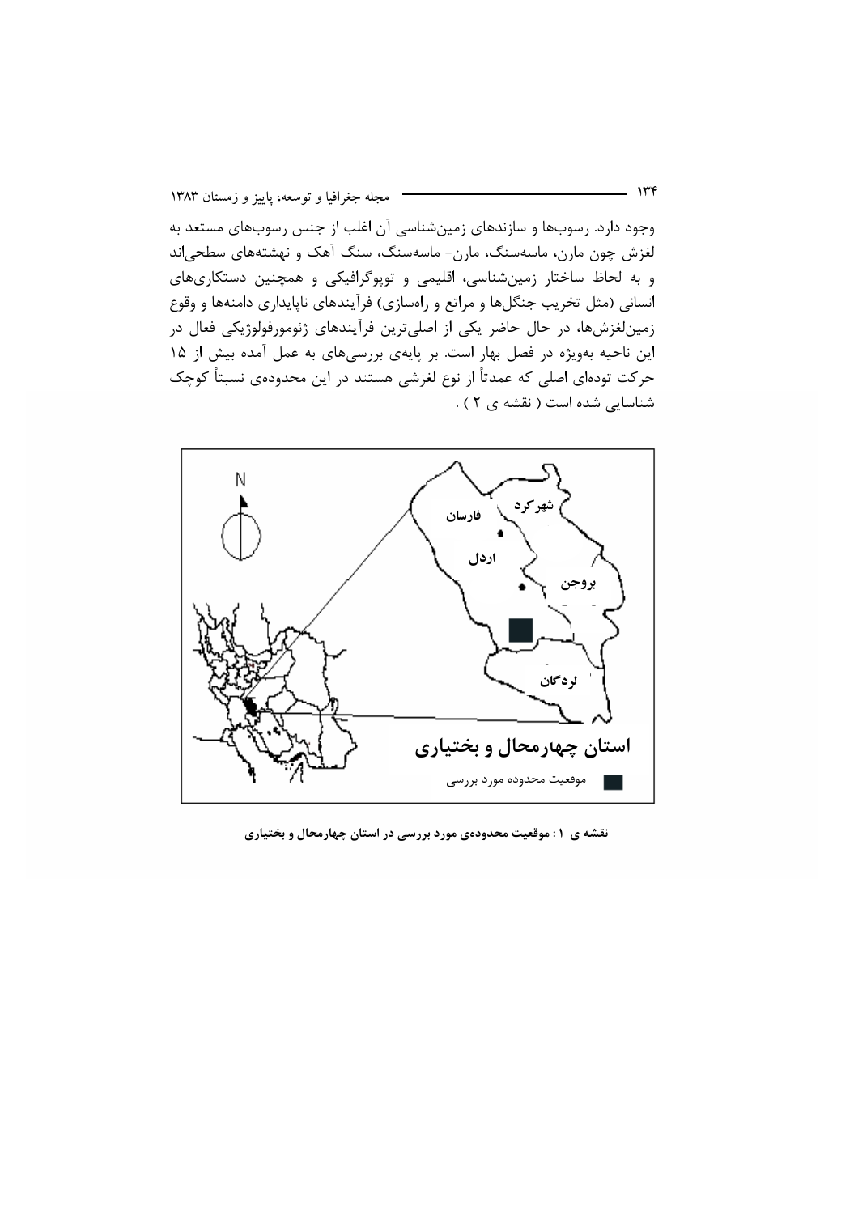وجود دارد. رسوب‌ها و سازندهای زمین‌شناسی آن اغلب از جنس رسوب‌های مستعد به لغزش چون مارن، ماسه‌سنگ، مارن- ماسه‌سنگ، سنگ آهک و نهشته‌های سطحی‌اند و به لحاظ ساختار زمین‌شناسی، اقلیمی و توپوگرافیکی و همچنین دستکاری‌های انسانی (مثل تخریب جنگل‌ها و مراتع و راه‌سازی) فرآیندهای ناپایداری دامنه‌ها و وقوع زمین‌لغزش‌ها، در حال حاضر یکی از اصلی‌ترین فرآیندهای ژئومورفولوژیکی فعال در این ناحیه به‌ویژه در فصل بهار است. بر پایه‌ی بررسی‌های به عمل آمده بیش از ۱۵ حرکت توده‌ای اصلی که عمدتاً از نوع لغزشی هستند در این محدوده‌ی نسبتاً کوچک شناسایی شده است ( نقشه ی ۲ ) .

**نقشه ی ۱ : موقعیت محدوده‌ی مورد بررسی در استان چهارمحال و بختیاری**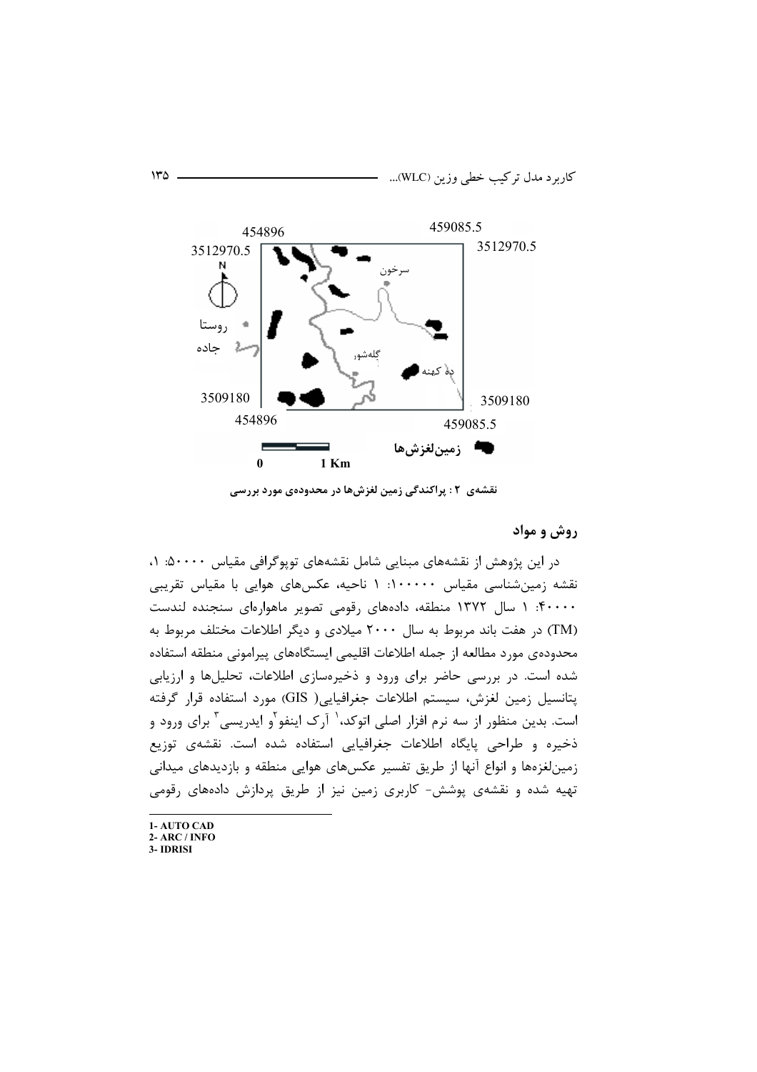نقشه‌ی ۲ : پراکندگی زمین لغزش‌ها در محدوده‌ی مورد بررسی

## روش و مواد

در این پژوهش از نقشه‌های مبنایی شامل نقشه‌های توپوگرافی مقیاس ۵۰۰۰۰: ۱، نقشه زمین‌شناسی مقیاس ۱۰۰۰۰۰: ۱ ناحیه، عکس‌های هوایی با مقیاس تقریبی ۴۰۰۰۰: ۱ سال ۱۳۷۲ منطقه، داده‌های رقومی تصویر ماهواره‌ای سنجنده لندست (TM) در هفت باند مربوط به سال ۲۰۰۰ میلادی و دیگر اطلاعات مختلف مربوط به محدوده‌ی مورد مطالعه از جمله اطلاعات اقلیمی ایستگاه‌های پیرامونی منطقه استفاده شده است. در بررسی حاضر برای ورود و ذخیره‌سازی اطلاعات، تحلیل‌ها و ارزیابی پتانسیل زمین لغزش، سیستم اطلاعات جغرافیایی( GIS) مورد استفاده قرار گرفته است. بدین منظور از سه نرم افزار اصلی اتوکد،[1] آرک اینفو[2] و ایدریسی[3] برای ورود و ذخیره و طراحی پایگاه اطلاعات جغرافیایی استفاده شده است. نقشه‌ی توزیع زمین‌لغزه‌ها و انواع آنها از طریق تفسیر عکس‌های هوایی منطقه و بازدیدهای میدانی تهیه شده و نقشه‌ی پوشش- کاربری زمین نیز از طریق پردازش داده‌های رقومی

---

1- AUTO CAD
2- ARC / INFO
3- IDRISI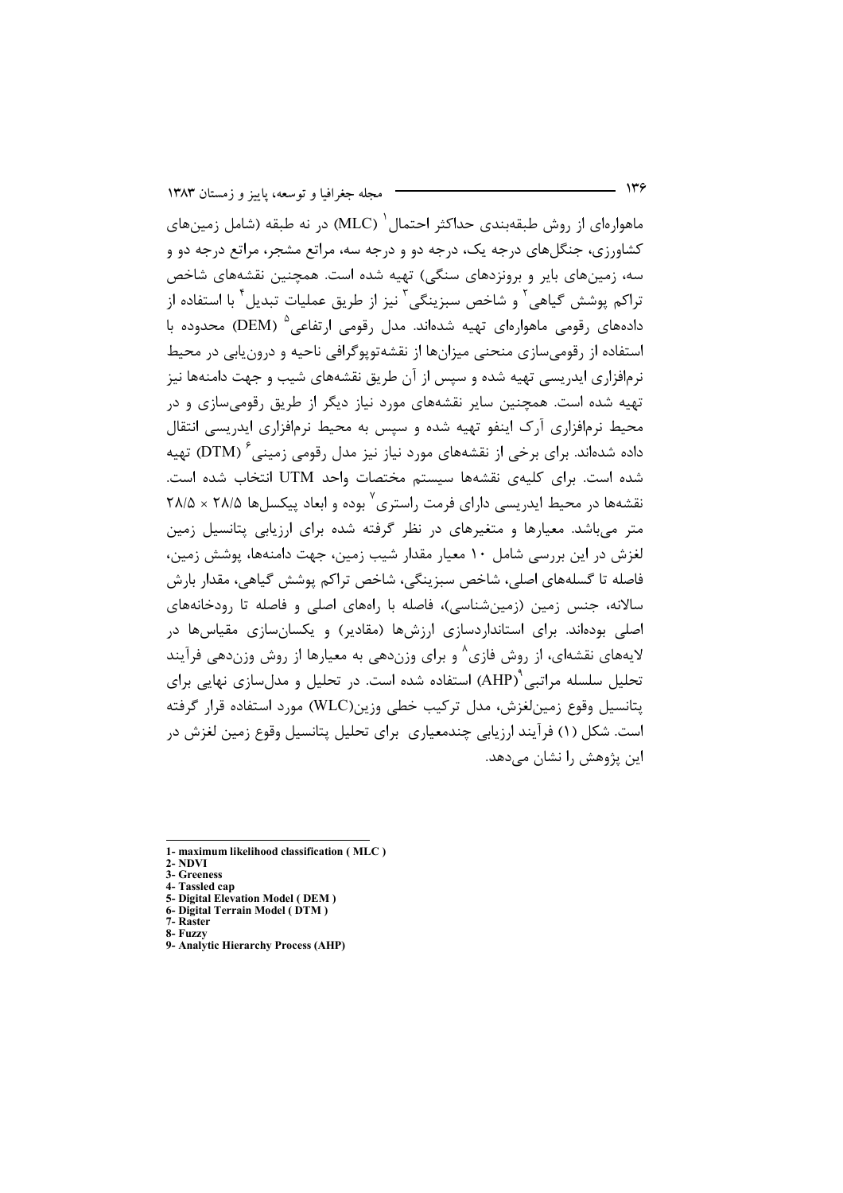ماهواره‌ای از روش طبقه‌بندی حداکثر احتمال[1] (MLC) در نه طبقه (شامل زمین‌های کشاورزی، جنگل‌های درجه یک، درجه دو و درجه سه، مراتع مشجر، مراتع درجه دو و سه، زمین‌های بایر و برونزدهای سنگی) تهیه شده است. همچنین نقشه‌های شاخص تراکم پوشش گیاهی[2] و شاخص سبزینگی[3] نیز از طریق عملیات تبدیل[4] با استفاده از داده‌های رقومی ماهواره‌ای تهیه شده‌اند. مدل رقومی ارتفاعی[5] (DEM) محدوده با استفاده از رقومی‌سازی منحنی میزان‌ها از نقشه‌توپوگرافی ناحیه و درون‌یابی در محیط نرم‌افزاری ایدریسی تهیه شده و سپس از آن طریق نقشه‌های شیب و جهت دامنه‌ها نیز تهیه شده است. همچنین سایر نقشه‌های مورد نیاز دیگر از طریق رقومی‌سازی و در محیط نرم‌افزاری آرک اینفو تهیه شده و سپس به محیط نرم‌افزاری ایدریسی انتقال داده شده‌اند. برای برخی از نقشه‌های مورد نیاز نیز مدل رقومی زمینی[6] (DTM) تهیه شده است. برای کلیه‌ی نقشه‌ها سیستم مختصات واحد UTM انتخاب شده است. نقشه‌ها در محیط ایدریسی دارای فرمت راستری[7] بوده و ابعاد پیکسل‌ها ۲۸/۵ × ۲۸/۵ متر می‌باشد. معیارها و متغیرهای در نظر گرفته شده برای ارزیابی پتانسیل زمین لغزش در این بررسی شامل ۱۰ معیار مقدار شیب زمین، جهت دامنه‌ها، پوشش زمین، فاصله تا گسله‌های اصلی، شاخص سبزینگی، شاخص تراکم پوشش گیاهی، مقدار بارش سالانه، جنس زمین (زمین‌شناسی)، فاصله با راه‌های اصلی و فاصله تا رودخانه‌های اصلی بوده‌اند. برای استانداردسازی ارزش‌ها (مقادیر) و یکسان‌سازی مقیاس‌ها در لایه‌های نقشه‌ای، از روش فازی[8] و برای وزن‌دهی به معیارها از روش وزن‌دهی فرآیند تحلیل سلسله مراتبی[9](AHP) استفاده شده است. در تحلیل و مدل‌سازی نهایی برای پتانسیل وقوع زمین‌لغزش، مدل ترکیب خطی وزین(WLC) مورد استفاده قرار گرفته است. شکل (۱) فرآیند ارزیابی چندمعیاری برای تحلیل پتانسیل وقوع زمین لغزش در این پژوهش را نشان می‌دهد.

---

1- maximum likelihood classification ( MLC )

2- NDVI

3- Greeness

4- Tassled cap

5- Digital Elevation Model ( DEM )

6- Digital Terrain Model ( DTM )

7- Raster

8- Fuzzy

9- Analytic Hierarchy Process (AHP)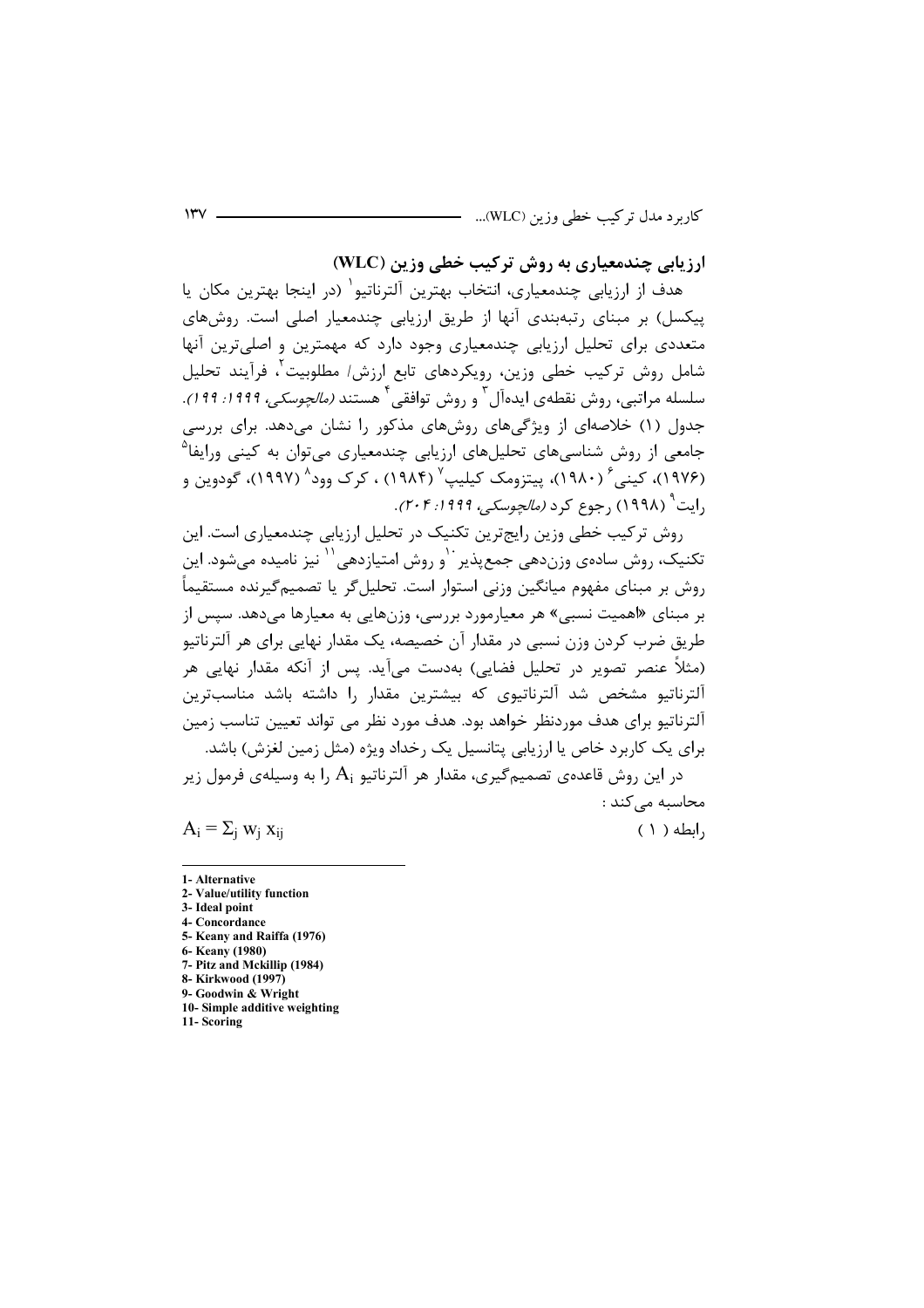## ارزیابی چندمعیاری به روش ترکیب خطی وزین (WLC)

هدف از ارزیابی چندمعیاری، انتخاب بهترین آلترناتیو[1] (در اینجا بهترین مکان یا پیکسل) بر مبنای رتبه‌بندی آنها از طریق ارزیابی چندمعیار اصلی است. روش‌های متعددی برای تحلیل ارزیابی چندمعیاری وجود دارد که مهمترین و اصلی‌ترین آنها شامل روش ترکیب خطی وزین، رویکردهای تابع ارزش/ مطلوبیت[2]، فرآیند تحلیل سلسله مراتبی، روش نقطه‌ی ایده‌آل[3] و روش توافقی[4] هستند *(مالچوسکی، ۱۹۹۹: ۱۹۹)*. جدول (۱) خلاصه‌ای از ویژگی‌های روش‌های مذکور را نشان می‌دهد. برای بررسی جامعی از روش شناسی‌های تحلیل‌های ارزیابی چندمعیاری می‌توان به کینی ورایفا[5] (۱۹۷۶)، کینی[6] (۱۹۸۰)، پیتزومک کیلیپ[7] (۱۹۸۴) ، کرک وود[8] (۱۹۹۷)، گودوین و رایت[9] (۱۹۹۸) رجوع کرد *(مالچوسکی، ۱۹۹۹: ۲۰۴)*.

روش ترکیب خطی وزین رایج‌ترین تکنیک در تحلیل ارزیابی چندمعیاری است. این تکنیک، روش ساده‌ی وزن‌دهی جمع‌پذیر[10] و روش امتیازدهی[11] نیز نامیده می‌شود. این روش بر مبنای مفهوم میانگین وزنی استوار است. تحلیل‌گر یا تصمیم‌گیرنده مستقیماً بر مبنای «اهمیت نسبی» هر معیارمورد بررسی، وزن‌هایی به معیارها می‌دهد. سپس از طریق ضرب کردن وزن نسبی در مقدار آن خصیصه، یک مقدار نهایی برای هر آلترناتیو (مثلاً عنصر تصویر در تحلیل فضایی) به‌دست می‌آید. پس از آنکه مقدار نهایی هر آلترناتیو مشخص شد آلترناتیوی که بیشترین مقدار را داشته باشد مناسب‌ترین آلترناتیو برای هدف موردنظر خواهد بود. هدف مورد نظر می تواند تعیین تناسب زمین برای یک کاربرد خاص یا ارزیابی پتانسیل یک رخداد ویژه (مثل زمین لغزش) باشد.

در این روش قاعده‌ی تصمیم‌گیری، مقدار هر آلترناتیو $A_i$ را به وسیله‌ی فرمول زیر محاسبه می‌کند :

$$A_i = \Sigma_j \, w_j \, x_{ij} \qquad \text{رابطه ( ۱ )}$$

---

1- Alternative
2- Value/utility function
3- Ideal point
4- Concordance
5- Keany and Raiffa (1976)
6- Keany (1980)
7- Pitz and Mckillip (1984)
8- Kirkwood (1997)
9- Goodwin & Wright
10- Simple additive weighting
11- Scoring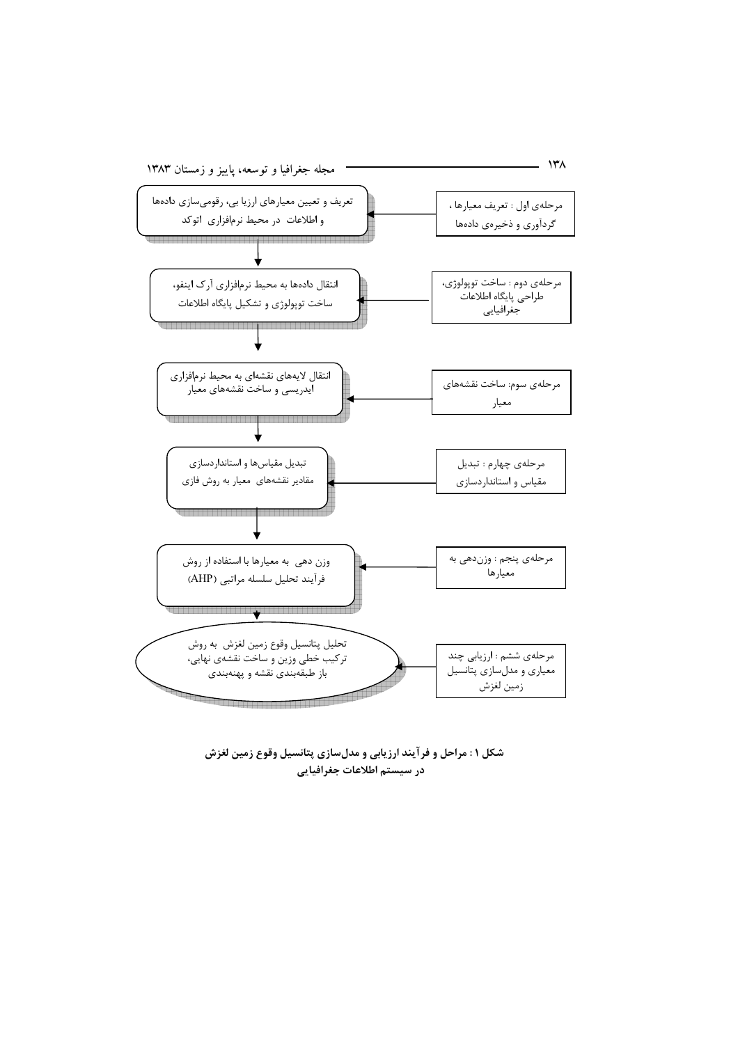| مرحله | فرآیند |
| --- | --- |
| مرحله‌ی اول : تعریف معیارها ، گردآوری و ذخیره‌ی داده‌ها | تعریف و تعیین معیارهای ارزیابی، رقومی‌سازی داده‌ها و اطلاعات در محیط نرم‌افزاری اتوکد |
| مرحله‌ی دوم : ساخت توپولوژی، طراحی پایگاه اطلاعات جغرافیایی | انتقال داده‌ها به محیط نرم‌افزاری آرک اینفو، ساخت توپولوژی و تشکیل پایگاه اطلاعات |
| مرحله‌ی سوم: ساخت نقشه‌های معیار | انتقال لایه‌های نقشه‌ای به محیط نرم‌افزاری ایدریسی و ساخت نقشه‌های معیار |
| مرحله‌ی چهارم : تبدیل مقیاس و استانداردسازی | تبدیل مقیاس‌ها و استانداردسازی مقادیر نقشه‌های معیار به روش فازی |
| مرحله‌ی پنجم : وزن‌دهی به معیارها | وزن دهی به معیارها با استفاده از روش فرآیند تحلیل سلسله مراتبی (AHP) |
| مرحله‌ی ششم : ارزیابی چند معیاری و مدل‌سازی پتانسیل زمین لغزش | تحلیل پتانسیل وقوع زمین لغزش به روش ترکیب خطی وزین و ساخت نقشه‌ی نهایی، باز طبقه‌بندی نقشه و پهنه‌بندی |

**شکل ۱ : مراحل و فرآیند ارزیابی و مدل‌سازی پتانسیل وقوع زمین لغزش در سیستم اطلاعات جغرافیایی**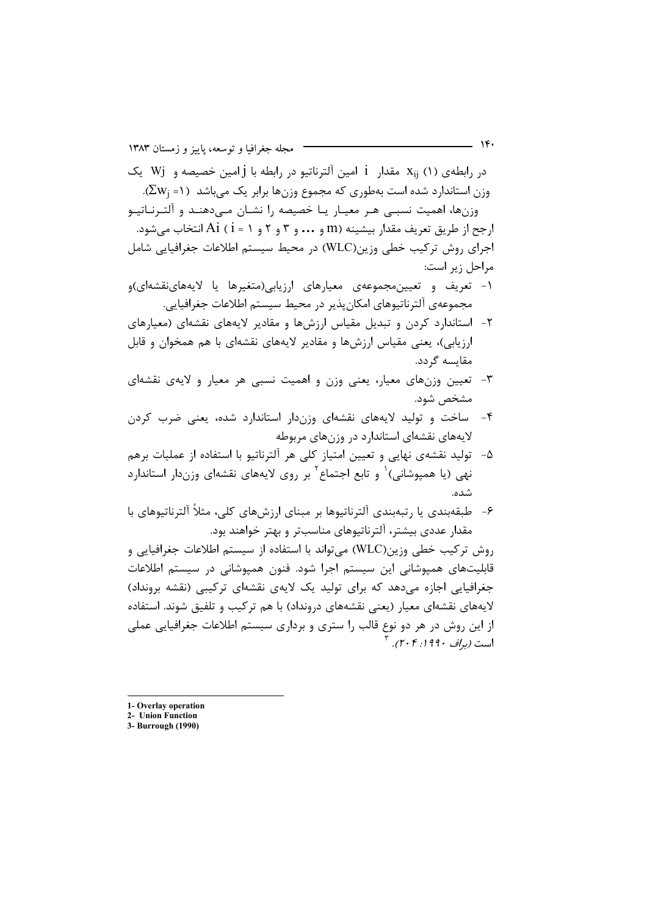در رابطه‌ی (۱) $x_{ij}$ مقدار $i$ امین آلترناتیو در رابطه با $j$ امین خصیصه و $W_j$ یک وزن استاندارد شده است به‌طوری که مجموع وزن‌ها برابر یک می‌باشد ($\Sigma w_j = 1$).

وزن‌ها، اهمیت نسبی هر معیار یا خصیصه را نشان می‌دهند و آلترناتیو ارجح از طریق تعریف مقدار بیشینه $Ai$ ( $i$ = ۱ و ۲ و ۳ و ... و $m$) انتخاب می‌شود.

اجرای روش ترکیب خطی وزین(WLC) در محیط سیستم اطلاعات جغرافیایی شامل مراحل زیر است:

۱- تعریف و تعیین‌مجموعه‌ی معیارهای ارزیابی(متغیرها یا لایه‌های‌نقشه‌ای)و مجموعه‌ی آلترناتیوهای امکان‌پذیر در محیط سیستم اطلاعات جغرافیایی.

۲- استاندارد کردن و تبدیل مقیاس ارزش‌ها و مقادیر لایه‌های نقشه‌ای (معیارهای ارزیابی)، یعنی مقیاس ارزش‌ها و مقادیر لایه‌های نقشه‌ای با هم همخوان و قابل مقایسه گردد.

۳- تعیین وزن‌های معیار، یعنی وزن و اهمیت نسبی هر معیار و لایه‌ی نقشه‌ای مشخص شود.

۴- ساخت و تولید لایه‌های نقشه‌ای وزن‌دار استاندارد شده، یعنی ضرب کردن لایه‌های نقشه‌ای استاندارد در وزن‌های مربوطه

۵- تولید نقشه‌ی نهایی و تعیین امتیاز کلی هر آلترناتیو با استفاده از عملیات برهم نهی (یا همپوشانی)[1] و تابع اجتماع[2] بر روی لایه‌های نقشه‌ای وزن‌دار استاندارد شده.

۶- طبقه‌بندی یا رتبه‌بندی آلترناتیوها بر مبنای ارزش‌های کلی، مثلاً آلترناتیوهای با مقدار عددی بیشتر، آلترناتیوهای مناسب‌تر و بهتر خواهند بود.

روش ترکیب خطی وزین(WLC) می‌تواند با استفاده از سیستم اطلاعات جغرافیایی و قابلیت‌های همپوشانی این سیستم اجرا شود. فنون همپوشانی در سیستم اطلاعات جغرافیایی اجازه می‌دهد که برای تولید یک لایه‌ی نقشه‌ای ترکیبی (نقشه برونداد) لایه‌های نقشه‌ای معیار (یعنی نقشه‌های درونداد) با هم ترکیب و تلفیق شوند. استفاده از این روش در هر دو نوع قالب رستری و برداری سیستم اطلاعات جغرافیایی عملی است *(براف ۱۹۹۰: ۲۰۴)*.[3]

---

1- Overlay operation

2- Union Function

3- Burrough (1990)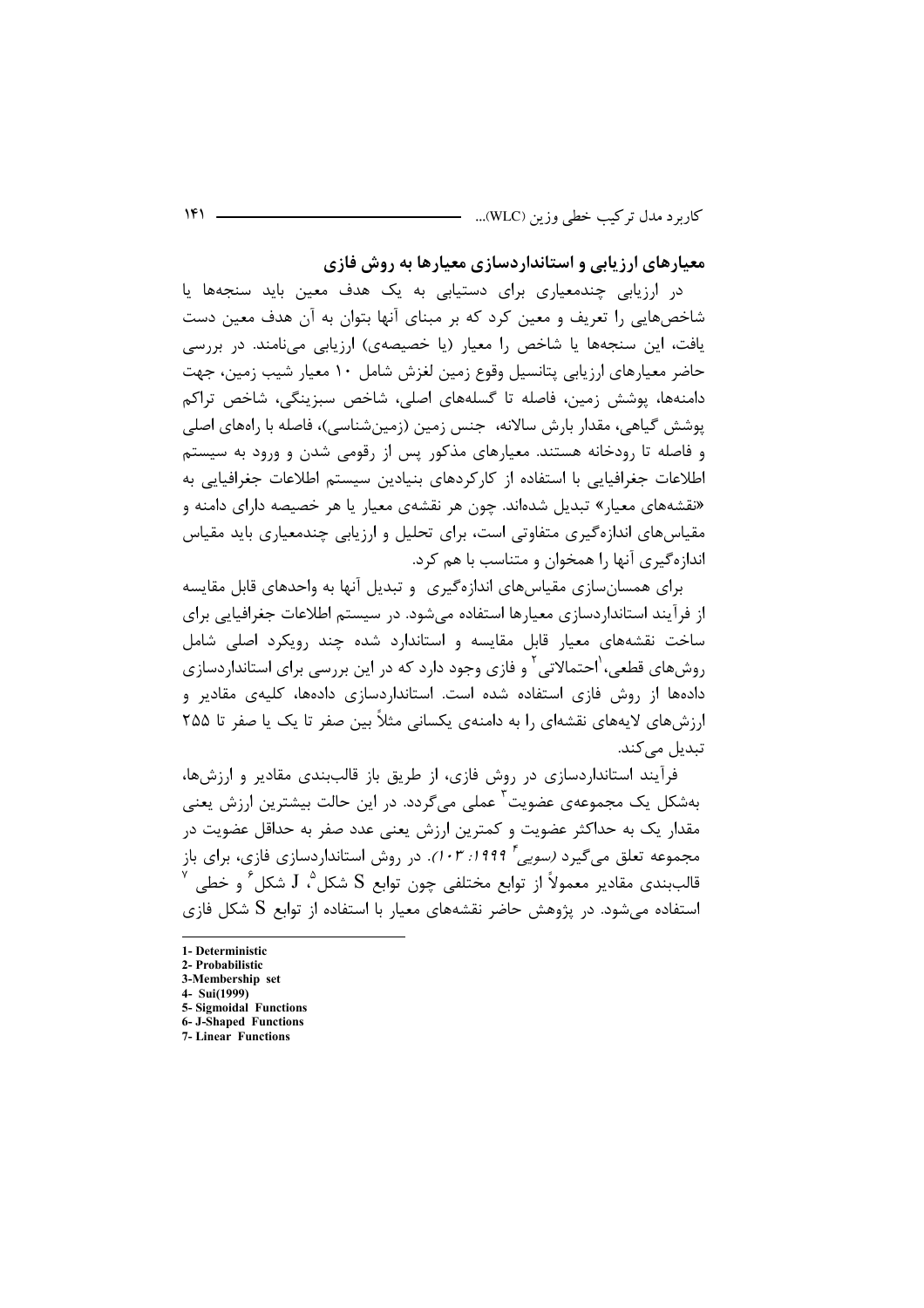## معیارهای ارزیابی و استانداردسازی معیارها به روش فازی

در ارزیابی چندمعیاری برای دستیابی به یک هدف معین باید سنجه‌ها یا شاخص‌هایی را تعریف و معین کرد که بر مبنای آنها بتوان به آن هدف معین دست یافت، این سنجه‌ها یا شاخص را معیار (یا خصیصه‌ی) ارزیابی می‌نامند. در بررسی حاضر معیارهای ارزیابی پتانسیل وقوع زمین لغزش شامل ۱۰ معیار شیب زمین، جهت دامنه‌ها، پوشش زمین، فاصله تا گسله‌های اصلی، شاخص سبزینگی، شاخص تراکم پوشش گیاهی، مقدار بارش سالانه، جنس زمین (زمین‌شناسی)، فاصله با راه‌های اصلی و فاصله تا رودخانه هستند. معیارهای مذکور پس از رقومی شدن و ورود به سیستم اطلاعات جغرافیایی با استفاده از کارکردهای بنیادین سیستم اطلاعات جغرافیایی به «نقشه‌های معیار» تبدیل شده‌اند. چون هر نقشه‌ی معیار یا هر خصیصه دارای دامنه و مقیاس‌های اندازه‌گیری متفاوتی است، برای تحلیل و ارزیابی چندمعیاری باید مقیاس اندازه‌گیری آنها را همخوان و متناسب با هم کرد.

برای همسان‌سازی مقیاس‌های اندازه‌گیری و تبدیل آنها به واحدهای قابل مقایسه از فرآیند استانداردسازی معیارها استفاده می‌شود. در سیستم اطلاعات جغرافیایی برای ساخت نقشه‌های معیار قابل مقایسه و استاندارد شده چند رویکرد اصلی شامل روش‌های قطعی،[1] احتمالاتی[2] و فازی وجود دارد که در این بررسی برای استانداردسازی داده‌ها از روش فازی استفاده شده است. استانداردسازی داده‌ها، کلیه‌ی مقادیر و ارزش‌های لایه‌های نقشه‌ای را به دامنه‌ی یکسانی مثلاً بین صفر تا یک یا صفر تا ۲۵۵ تبدیل می‌کند.

فرآیند استانداردسازی در روش فازی، از طریق باز قالب‌بندی مقادیر و ارزش‌ها، به‌شکل یک مجموعه‌ی عضویت[3] عملی می‌گردد. در این حالت بیشترین ارزش یعنی مقدار یک به حداکثر عضویت و کمترین ارزش یعنی عدد صفر به حداقل عضویت در مجموعه تعلق می‌گیرد *(سویی[4] ۱۹۹۹: ۱۰۳)*. در روش استانداردسازی فازی، برای باز قالب‌بندی مقادیر معمولاً از توابع مختلفی چون توابع S شکل[5]، J شکل[6] و خطی[7] استفاده می‌شود. در پژوهش حاضر نقشه‌های معیار با استفاده از توابع S شکل فازی

---

1- Deterministic
2- Probabilistic
3-Membership set
4- Sui(1999)
5- Sigmoidal Functions
6- J-Shaped Functions
7- Linear Functions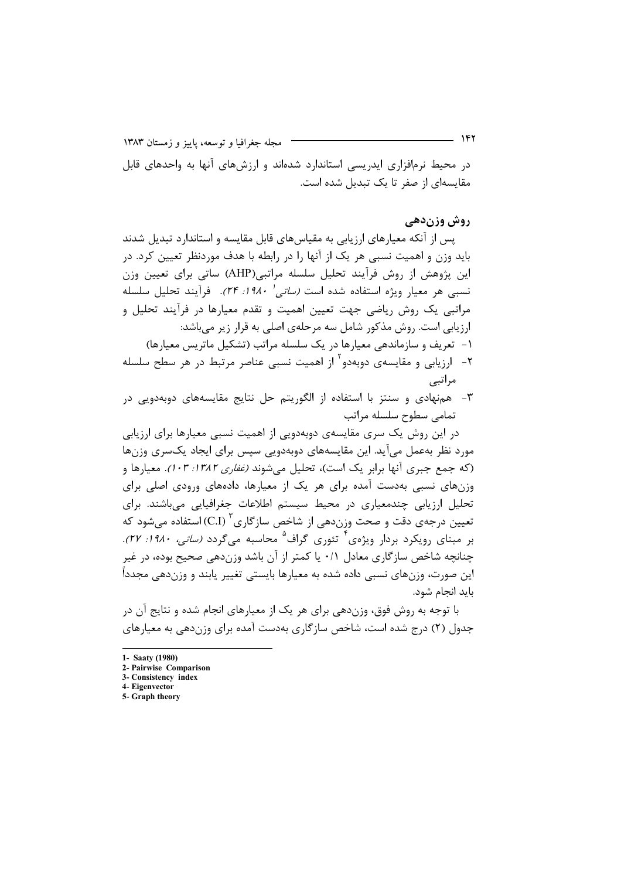در محیط نرم‌افزاری ایدریسی استاندارد شده‌اند و ارزش‌های آنها به واحدهای قابل مقایسه‌ای از صفر تا یک تبدیل شده است.

## روش وزن‌دهی

پس از آنکه معیارهای ارزیابی به مقیاس‌های قابل مقایسه و استاندارد تبدیل شدند باید وزن و اهمیت نسبی هر یک از آنها را در رابطه با هدف موردنظر تعیین کرد. در این پژوهش از روش فرآیند تحلیل سلسله مراتبی(AHP) ساتی برای تعیین وزن نسبی هر معیار ویژه استفاده شده است *(ساتی[1] ۱۹۸۰: ۲۴)*. فرآیند تحلیل سلسله مراتبی یک روش ریاضی جهت تعیین اهمیت و تقدم معیارها در فرآیند تحلیل و ارزیابی است. روش مذکور شامل سه مرحله‌ی اصلی به قرار زیر می‌باشد:

۱- تعریف و سازماندهی معیارها در یک سلسله مراتب (تشکیل ماتریس معیارها)

۲- ارزیابی و مقایسه‌ی دوبه‌دو[2] از اهمیت نسبی عناصر مرتبط در هر سطح سلسله مراتبی

۳- هم‌نهادی و سنتز با استفاده از الگوریتم حل نتایج مقایسه‌های دوبه‌دویی در تمامی سطوح سلسله مراتب

در این روش یک سری مقایسه‌ی دوبه‌دویی از اهمیت نسبی معیارها برای ارزیابی مورد نظر به‌عمل می‌آید. این مقایسه‌های دوبه‌دویی سپس برای ایجاد یک‌سری وزن‌ها (که جمع جبری آنها برابر یک است)، تحلیل می‌شوند *(غفاری ۱۳۸۲: ۱۰۳)*. معیارها و وزن‌های نسبی به‌دست آمده برای هر یک از معیارها، داده‌های ورودی اصلی برای تحلیل ارزیابی چندمعیاری در محیط سیستم اطلاعات جغرافیایی می‌باشند. برای تعیین درجه‌ی دقت و صحت وزن‌دهی از شاخص سازگاری[3] (C.I) استفاده می‌شود که بر مبنای رویکرد بردار ویژه‌ی[4] تئوری گراف[5] محاسبه می‌گردد *(ساتی، ۱۹۸۰: ۲۷)*. چنانچه شاخص سازگاری معادل ۰/۱ یا کمتر از آن باشد وزن‌دهی صحیح بوده، در غیر این صورت، وزن‌های نسبی داده شده به معیارها بایستی تغییر یابند و وزن‌دهی مجدداً باید انجام شود.

با توجه به روش فوق، وزن‌دهی برای هر یک از معیارهای انجام شده و نتایج آن در جدول (۲) درج شده است، شاخص سازگاری به‌دست آمده برای وزن‌دهی به معیارهای

---

**1- Saaty (1980)**
**2- Pairwise Comparison**
**3- Consistency index**
**4- Eigenvector**
**5- Graph theory**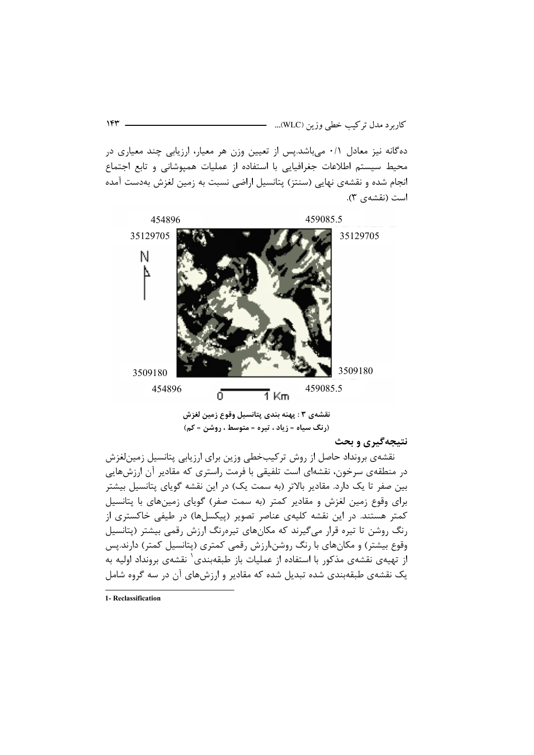ده‌گانه نیز معادل ۰/۱ می‌باشد.پس از تعیین وزن هر معیار، ارزیابی چند معیاری در محیط سیستم اطلاعات جغرافیایی با استفاده از عملیات همپوشانی و تابع اجتماع انجام شده و نقشه‌ی نهایی (سنتز) پتانسیل اراضی نسبت به زمین لغزش به‌دست آمده است (نقشه‌ی ۳).

**نقشه‌ی ۳ : پهنه بندی پتانسیل وقوع زمین لغزش**

**(رنگ سیاه = زیاد ، تیره = متوسط ، روشن = کم)**

## نتیجه‌گیری و بحث

نقشه‌ی برونداد حاصل از روش ترکیب‌خطی وزین برای ارزیابی پتانسیل زمین‌لغزش در منطقه‌ی سرخون، نقشه‌ای است تلفیقی با فرمت راستری که مقادیر آن ارزش‌هایی بین صفر تا یک دارد. مقادیر بالاتر (به سمت یک) در این نقشه گویای پتانسیل بیشتر برای وقوع زمین لغزش و مقادیر کمتر (به سمت صفر) گویای زمین‌های با پتانسیل کمتر هستند. در این نقشه کلیه‌ی عناصر تصویر (پیکسل‌ها) در طیفی خاکستری از رنگ روشن تا تیره قرار می‌گیرند که مکان‌های تیره‌رنگ ارزش رقمی بیشتر (پتانسیل وقوع بیشتر) و مکان‌های با رنگ روشن،ارزش رقمی کمتری (پتانسیل کمتر) دارند.پس از تهیه‌ی نقشه‌ی مذکور با استفاده از عملیات باز طبقه‌بندی[1] نقشه‌ی برونداد اولیه به یک نقشه‌ی طبقه‌بندی شده تبدیل شده که مقادیر و ارزش‌های آن در سه گروه شامل

---

1- Reclassification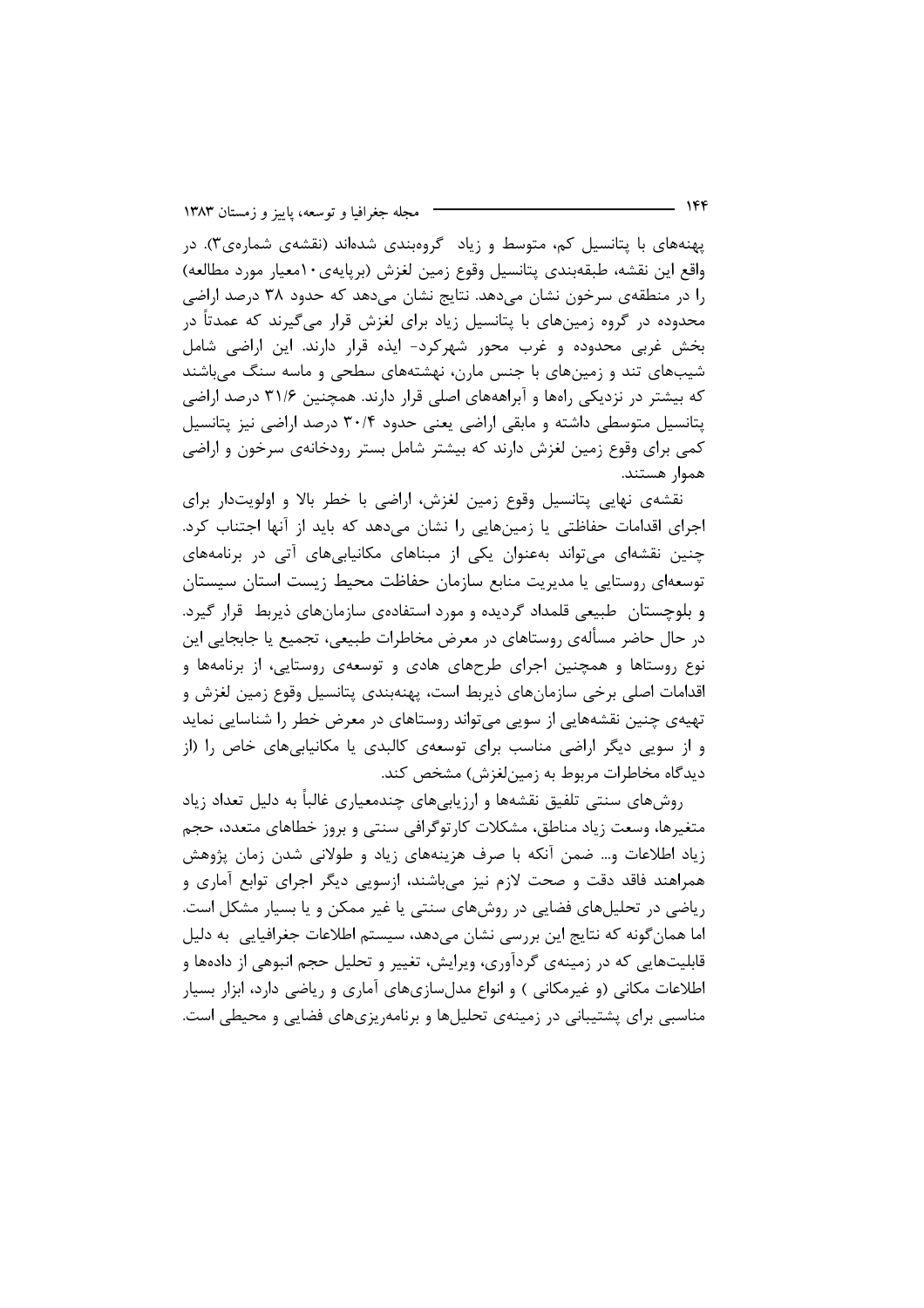پهنه‌های با پتانسیل کم، متوسط و زیاد گروه‌بندی شده‌اند (نقشه‌ی شماره‌ی۳). در واقع این نقشه، طبقه‌بندی پتانسیل وقوع زمین لغزش (برپایه‌ی۱۰معیار مورد مطالعه) را در منطقه‌ی سرخون نشان می‌دهد. نتایج نشان می‌دهد که حدود ۳۸ درصد اراضی محدوده در گروه زمین‌های با پتانسیل زیاد برای لغزش قرار می‌گیرند که عمدتاً در بخش غربی محدوده و غرب محور شهرکرد- ایذه قرار دارند. این اراضی شامل شیب‌های تند و زمین‌های با جنس مارن، نهشته‌های سطحی و ماسه سنگ می‌باشند که بیشتر در نزدیکی راه‌ها و آبراهه‌های اصلی قرار دارند. همچنین ۳۱/۶ درصد اراضی پتانسیل متوسطی داشته و مابقی اراضی یعنی حدود ۳۰/۴ درصد اراضی نیز پتانسیل کمی برای وقوع زمین لغزش دارند که بیشتر شامل بستر رودخانه‌ی سرخون و اراضی هموار هستند.

نقشه‌ی نهایی پتانسیل وقوع زمین لغزش، اراضی با خطر بالا و اولویت‌دار برای اجرای اقدامات حفاظتی یا زمین‌هایی را نشان می‌دهد که باید از آنها اجتناب کرد. چنین نقشه‌ای می‌تواند به‌عنوان یکی از مبناهای مکانیابی‌های آتی در برنامه‌های توسعه‌ای روستایی یا مدیریت منابع سازمان حفاظت محیط زیست استان سیستان و بلوچستان طبیعی قلمداد گردیده و مورد استفاده‌ی سازمان‌های ذیربط قرار گیرد. در حال حاضر مسأله‌ی روستاهای در معرض مخاطرات طبیعی، تجمیع یا جابجایی این نوع روستاها و همچنین اجرای طرح‌های هادی و توسعه‌ی روستایی، از برنامه‌ها و اقدامات اصلی برخی سازمان‌های ذیربط است، پهنه‌بندی پتانسیل وقوع زمین لغزش و تهیه‌ی چنین نقشه‌هایی از سویی می‌تواند روستاهای در معرض خطر را شناسایی نماید و از سویی دیگر اراضی مناسب برای توسعه‌ی کالبدی یا مکانیابی‌های خاص را (از دیدگاه مخاطرات مربوط به زمین‌لغزش) مشخص کند.

روش‌های سنتی تلفیق نقشه‌ها و ارزیابی‌های چندمعیاری غالباً به دلیل تعداد زیاد متغیرها، وسعت زیاد مناطق، مشکلات کارتوگرافی سنتی و بروز خطاهای متعدد، حجم زیاد اطلاعات و... ضمن آنکه با صرف هزینه‌های زیاد و طولانی شدن زمان پژوهش همراهند فاقد دقت و صحت لازم نیز می‌باشند، ازسویی دیگر اجرای توابع آماری و ریاضی در تحلیل‌های فضایی در روش‌های سنتی یا غیر ممکن و یا بسیار مشکل است. اما همان‌گونه که نتایج این بررسی نشان می‌دهد، سیستم اطلاعات جغرافیایی به دلیل قابلیت‌هایی که در زمینه‌ی گردآوری، ویرایش، تغییر و تحلیل حجم انبوهی از داده‌ها و اطلاعات مکانی (و غیرمکانی ) و انواع مدل‌سازی‌های آماری و ریاضی دارد، ابزار بسیار مناسبی برای پشتیبانی در زمینه‌ی تحلیل‌ها و برنامه‌ریزی‌های فضایی و محیطی است.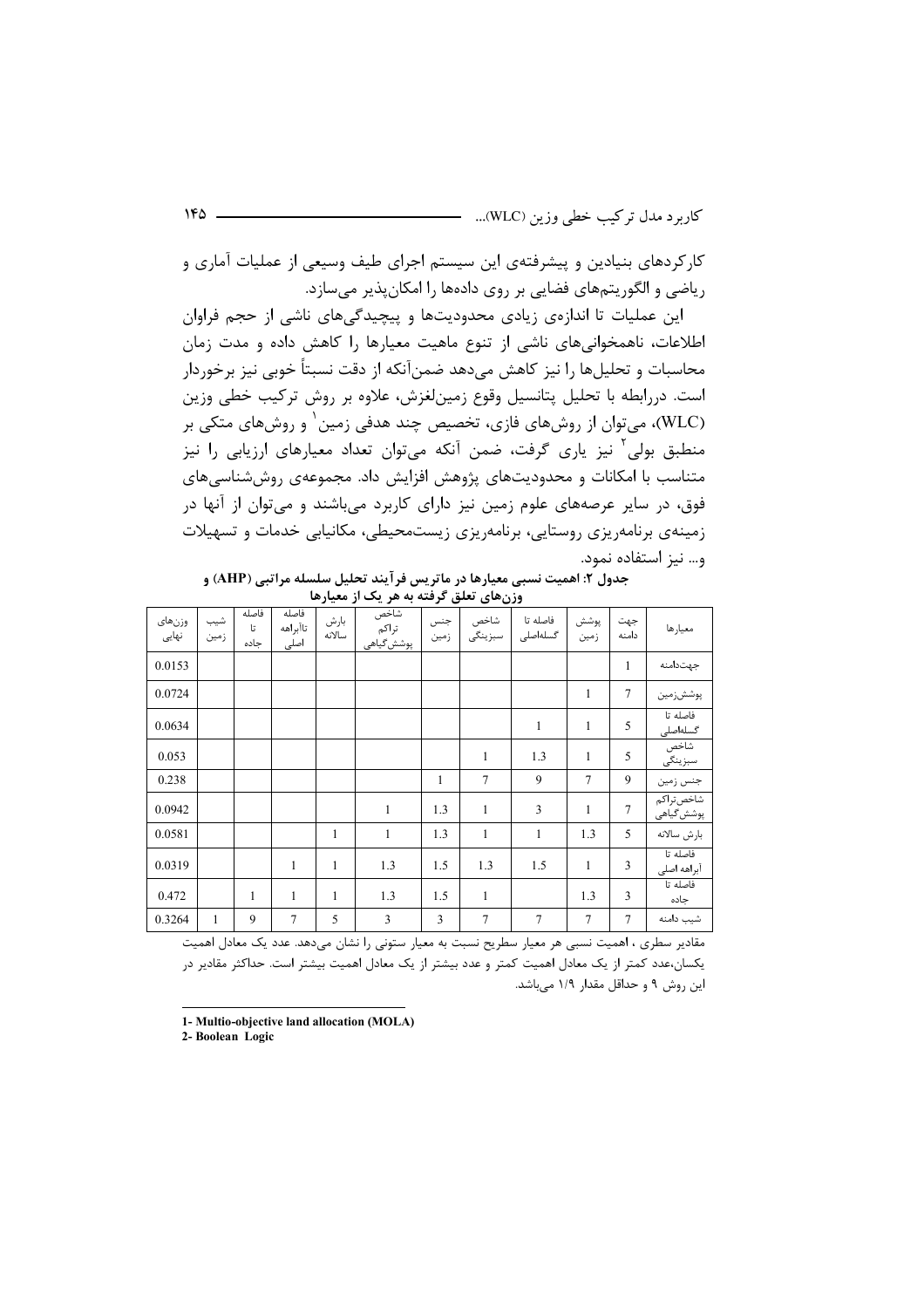کارکردهای بنیادین و پیشرفته‌ی این سیستم اجرای طیف وسیعی از عملیات آماری و ریاضی و الگوریتم‌های فضایی بر روی داده‌ها را امکان‌پذیر می‌سازد.

این عملیات تا اندازه‌ی زیادی محدودیت‌ها و پیچیدگی‌های ناشی از حجم فراوان اطلاعات، ناهمخوانی‌های ناشی از تنوع ماهیت معیارها را کاهش داده و مدت زمان محاسبات و تحلیل‌ها را نیز کاهش می‌دهد ضمن‌آنکه از دقت نسبتاً خوبی نیز برخوردار است. دررابطه با تحلیل پتانسیل وقوع زمین‌لغزش، علاوه بر روش ترکیب خطی وزین (WLC)، می‌توان از روش‌های فازی، تخصیص چند هدفی زمین[1] و روش‌های متکی بر منطبق بولی[2] نیز یاری گرفت، ضمن آنکه می‌توان تعداد معیارهای ارزیابی را نیز متناسب با امکانات و محدودیت‌های پژوهش افزایش داد. مجموعه‌ی روش‌شناسی‌های فوق، در سایر عرصه‌های علوم زمین نیز دارای کاربرد می‌باشند و می‌توان از آنها در زمینه‌ی برنامه‌ریزی روستایی، برنامه‌ریزی زیست‌محیطی، مکانیابی خدمات و تسهیلات و... نیز استفاده نمود.

**جدول ۲: اهمیت نسبی معیارها در ماتریس فرآیند تحلیل سلسله مراتبی (AHP) و وزن‌های تعلق گرفته به هر یک از معیارها**

| معیارها | جهت دامنه | پوشش زمین | فاصله تا گسله‌اصلی | شاخص سبزینگی | جنس زمین | شاخص تراکم پوشش‌گیاهی | بارش سالانه | فاصله تاآبراهه اصلی | فاصله تا جاده | شیب زمین | وزن‌های نهایی |
|---|---|---|---|---|---|---|---|---|---|---|---|
| جهت‌دامنه | 1 | | | | | | | | | | 0.0153 |
| پوشش‌زمین | 7 | 1 | | | | | | | | | 0.0724 |
| فاصله تا گسله‌اصلی | 5 | 1 | 1 | | | | | | | | 0.0634 |
| شاخص سبزینگی | 5 | 1 | 1.3 | 1 | | | | | | | 0.053 |
| جنس زمین | 9 | 7 | 9 | 7 | 1 | | | | | | 0.238 |
| شاخص‌تراکم پوشش‌گیاهی | 7 | 1 | 3 | 1 | 1.3 | 1 | | | | | 0.0942 |
| بارش سالانه | 5 | 1.3 | 1 | 1 | 1.3 | 1 | 1 | | | | 0.0581 |
| فاصله تا آبراهه اصلی | 3 | 1 | 1.5 | 1.3 | 1.5 | 1.3 | 1 | 1 | | | 0.0319 |
| فاصله تا جاده | 3 | 1.3 | | 1 | 1.5 | 1.3 | 1 | 1 | 1 | | 0.472 |
| شیب دامنه | 7 | 7 | 7 | 7 | 3 | 3 | 5 | 7 | 9 | 1 | 0.3264 |

مقادیر سطری ، اهمیت نسبی هر معیار سطریح نسبت به معیار ستونی را نشان می‌دهد. عدد یک معادل اهمیت یکسان،عدد کمتر از یک معادل اهمیت کمتر و عدد بیشتر از یک معادل اهمیت بیشتر است. حداکثر مقادیر در این روش ۹ و حداقل مقدار ۱/۹ می‌باشد.

---

1- Multio-objective land allocation (MOLA)

2- Boolean Logic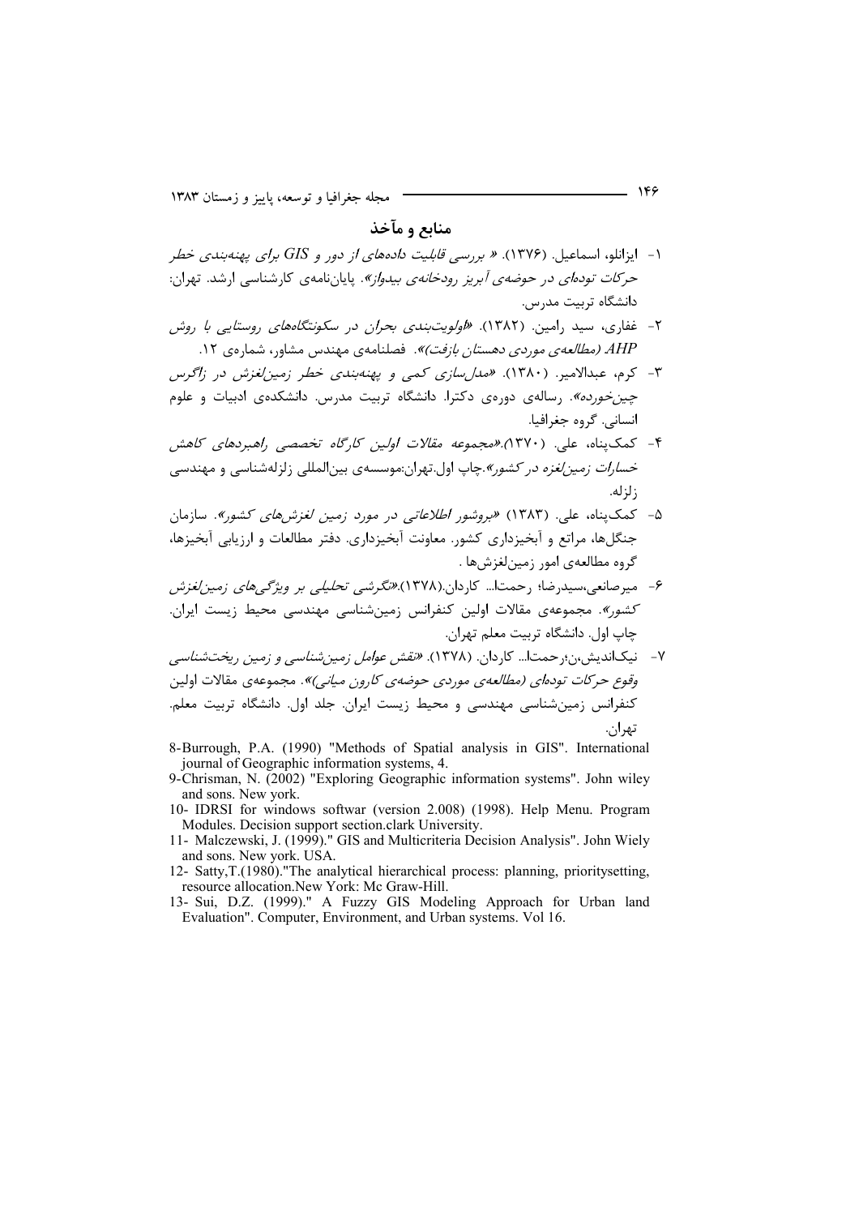## منابع و مآخذ

۱- ایزانلو، اسماعیل. (۱۳۷۶). *« بررسی قابلیت داده‌های از دور و GIS برای پهنه‌بندی خطر حرکات توده‌ای در حوضه‌ی آبریز رودخانه‌ی بیدواز»*. پایان‌نامه‌ی کارشناسی ارشد. تهران: دانشگاه تربیت مدرس.

۲- غفاری، سید رامین. (۱۳۸۲). *«اولویت‌بندی بحران در سکونتگاه‌های روستایی با روش AHP (مطالعه‌ی موردی دهستان بازفت)»*. فصلنامه‌ی مهندس مشاور، شماره‌ی ۱۲.

۳- کرم، عبدالامیر. (۱۳۸۰). *«مدل‌سازی کمی و پهنه‌بندی خطر زمین‌لغزش در زاگرس چین‌خورده»*. رساله‌ی دوره‌ی دکترا. دانشگاه تربیت مدرس. دانشکده‌ی ادبیات و علوم انسانی. گروه جغرافیا.

۴- کمک‌پناه، علی. (۱۳۷۰).*«مجموعه مقالات اولین کارگاه تخصصی راهبردهای کاهش خسارات زمین‌لغزه در کشور»*.چاپ اول.تهران:موسسه‌ی بین‌المللی زلزله‌شناسی و مهندسی زلزله.

۵- کمک‌پناه، علی. (۱۳۸۳) *«بروشور اطلاعاتی در مورد زمین لغزش‌های کشور»*. سازمان جنگل‌ها، مراتع و آبخیزداری کشور. معاونت آبخیزداری. دفتر مطالعات و ارزیابی آبخیزها، گروه مطالعه‌ی امور زمین‌لغزش‌ها .

۶- میرصانعی،سیدرضا؛ رحمتا... کاردان.(۱۳۷۸).*«نگرشی تحلیلی بر ویژگی‌های زمین‌لغزش کشور»*. مجموعه‌ی مقالات اولین کنفرانس زمین‌شناسی مهندسی محیط زیست ایران. چاپ اول. دانشگاه تربیت معلم تهران.

۷- نیک‌اندیش،ن؛رحمتا... کاردان. (۱۳۷۸). *«نقش عوامل زمین‌شناسی و زمین ریخت‌شناسی وقوع حرکات توده‌ای (مطالعه‌ی موردی حوضه‌ی کارون میانی)»*. مجموعه‌ی مقالات اولین کنفرانس زمین‌شناسی مهندسی و محیط زیست ایران. جلد اول. دانشگاه تربیت معلم. تهران.

8-Burrough, P.A. (1990) "Methods of Spatial analysis in GIS". International journal of Geographic information systems, 4.

9-Chrisman, N. (2002) "Exploring Geographic information systems". John wiley and sons. New york.

10- IDRSI for windows softwar (version 2.008) (1998). Help Menu. Program Modules. Decision support section.clark University.

11- Malczewski, J. (1999)." GIS and Multicriteria Decision Analysis". John Wiely and sons. New york. USA.

12- Satty,T.(1980)."The analytical hierarchical process: planning, prioritysetting, resource allocation.New York: Mc Graw-Hill.

13- Sui, D.Z. (1999)." A Fuzzy GIS Modeling Approach for Urban land Evaluation". Computer, Environment, and Urban systems. Vol 16.